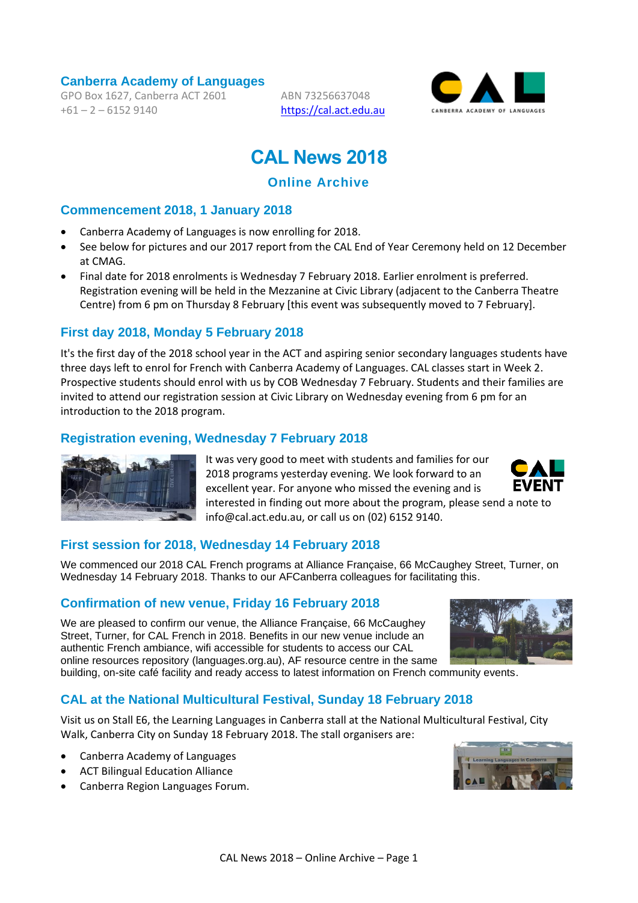**Canberra Academy of Languages**
GPO Box 1627, Canberra ACT 2601
+61 – 2 – 6152 9140

ABN 73256637048
https://cal.act.edu.au

# CAL News 2018

### Online Archive

## Commencement 2018, 1 January 2018

- Canberra Academy of Languages is now enrolling for 2018.
- See below for pictures and our 2017 report from the CAL End of Year Ceremony held on 12 December at CMAG.
- Final date for 2018 enrolments is Wednesday 7 February 2018. Earlier enrolment is preferred. Registration evening will be held in the Mezzanine at Civic Library (adjacent to the Canberra Theatre Centre) from 6 pm on Thursday 8 February [this event was subsequently moved to 7 February].

## First day 2018, Monday 5 February 2018

It's the first day of the 2018 school year in the ACT and aspiring senior secondary languages students have three days left to enrol for French with Canberra Academy of Languages. CAL classes start in Week 2. Prospective students should enrol with us by COB Wednesday 7 February. Students and their families are invited to attend our registration session at Civic Library on Wednesday evening from 6 pm for an introduction to the 2018 program.

## Registration evening, Wednesday 7 February 2018

It was very good to meet with students and families for our 2018 programs yesterday evening. We look forward to an excellent year. For anyone who missed the evening and is interested in finding out more about the program, please send a note to info@cal.act.edu.au, or call us on (02) 6152 9140.

## First session for 2018, Wednesday 14 February 2018

We commenced our 2018 CAL French programs at Alliance Française, 66 McCaughey Street, Turner, on Wednesday 14 February 2018. Thanks to our AFCanberra colleagues for facilitating this.

## Confirmation of new venue, Friday 16 February 2018

We are pleased to confirm our venue, the Alliance Française, 66 McCaughey Street, Turner, for CAL French in 2018. Benefits in our new venue include an authentic French ambiance, wifi accessible for students to access our CAL online resources repository (languages.org.au), AF resource centre in the same building, on-site café facility and ready access to latest information on French community events.

## CAL at the National Multicultural Festival, Sunday 18 February 2018

Visit us on Stall E6, the Learning Languages in Canberra stall at the National Multicultural Festival, City Walk, Canberra City on Sunday 18 February 2018. The stall organisers are:

- Canberra Academy of Languages
- ACT Bilingual Education Alliance
- Canberra Region Languages Forum.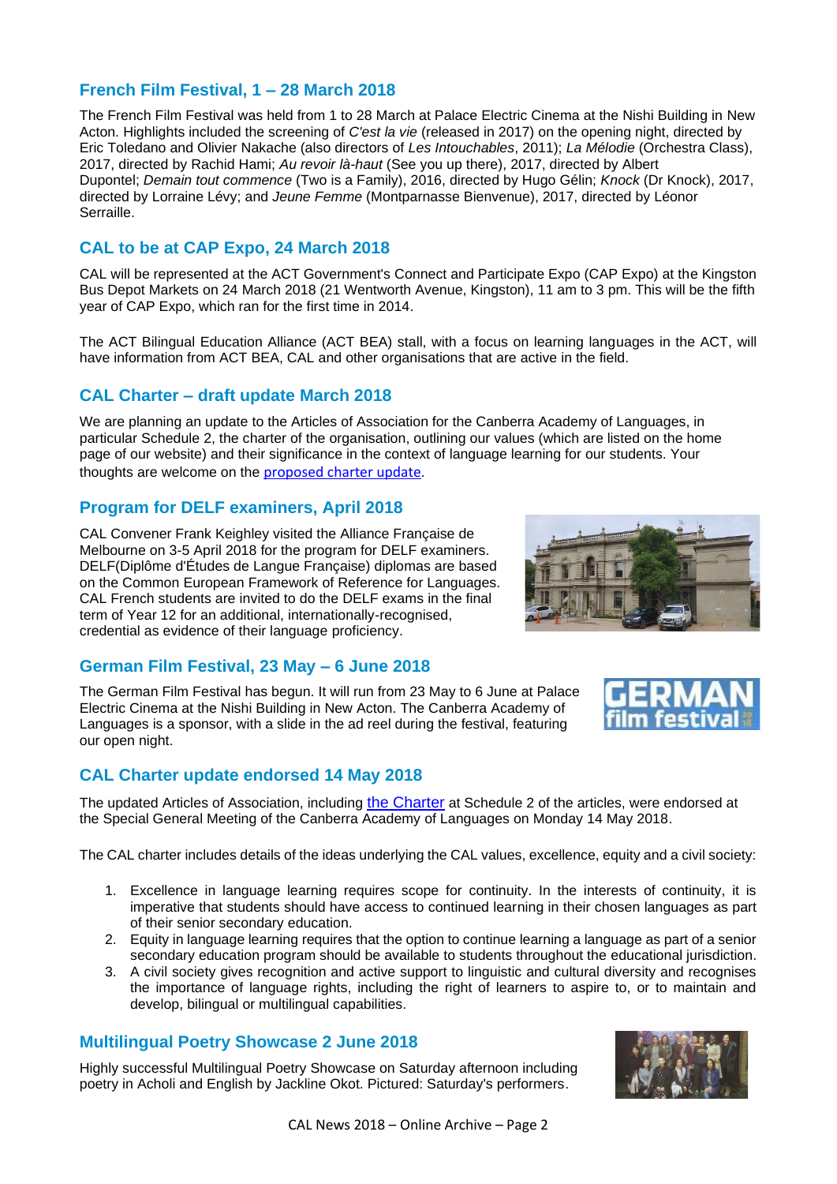## French Film Festival, 1 – 28 March 2018

The French Film Festival was held from 1 to 28 March at Palace Electric Cinema at the Nishi Building in New Acton. Highlights included the screening of *C'est la vie* (released in 2017) on the opening night, directed by Eric Toledano and Olivier Nakache (also directors of *Les Intouchables*, 2011); *La Mélodie* (Orchestra Class), 2017, directed by Rachid Hami; *Au revoir là-haut* (See you up there), 2017, directed by Albert Dupontel; *Demain tout commence* (Two is a Family), 2016, directed by Hugo Gélin; *Knock* (Dr Knock), 2017, directed by Lorraine Lévy; and *Jeune Femme* (Montparnasse Bienvenue), 2017, directed by Léonor Serraille.

## CAL to be at CAP Expo, 24 March 2018

CAL will be represented at the ACT Government's Connect and Participate Expo (CAP Expo) at the Kingston Bus Depot Markets on 24 March 2018 (21 Wentworth Avenue, Kingston), 11 am to 3 pm. This will be the fifth year of CAP Expo, which ran for the first time in 2014.

The ACT Bilingual Education Alliance (ACT BEA) stall, with a focus on learning languages in the ACT, will have information from ACT BEA, CAL and other organisations that are active in the field.

## CAL Charter – draft update March 2018

We are planning an update to the Articles of Association for the Canberra Academy of Languages, in particular Schedule 2, the charter of the organisation, outlining our values (which are listed on the home page of our website) and their significance in the context of language learning for our students. Your thoughts are welcome on the proposed charter update.

## Program for DELF examiners, April 2018

CAL Convener Frank Keighley visited the Alliance Française de Melbourne on 3-5 April 2018 for the program for DELF examiners. DELF(Diplôme d'Études de Langue Française) diplomas are based on the Common European Framework of Reference for Languages. CAL French students are invited to do the DELF exams in the final term of Year 12 for an additional, internationally-recognised, credential as evidence of their language proficiency.

## German Film Festival, 23 May – 6 June 2018

The German Film Festival has begun. It will run from 23 May to 6 June at Palace Electric Cinema at the Nishi Building in New Acton. The Canberra Academy of Languages is a sponsor, with a slide in the ad reel during the festival, featuring our open night.

## CAL Charter update endorsed 14 May 2018

The updated Articles of Association, including the Charter at Schedule 2 of the articles, were endorsed at the Special General Meeting of the Canberra Academy of Languages on Monday 14 May 2018.

The CAL charter includes details of the ideas underlying the CAL values, excellence, equity and a civil society:

1. Excellence in language learning requires scope for continuity. In the interests of continuity, it is imperative that students should have access to continued learning in their chosen languages as part of their senior secondary education.
2. Equity in language learning requires that the option to continue learning a language as part of a senior secondary education program should be available to students throughout the educational jurisdiction.
3. A civil society gives recognition and active support to linguistic and cultural diversity and recognises the importance of language rights, including the right of learners to aspire to, or to maintain and develop, bilingual or multilingual capabilities.

## Multilingual Poetry Showcase 2 June 2018

Highly successful Multilingual Poetry Showcase on Saturday afternoon including poetry in Acholi and English by Jackline Okot. Pictured: Saturday's performers.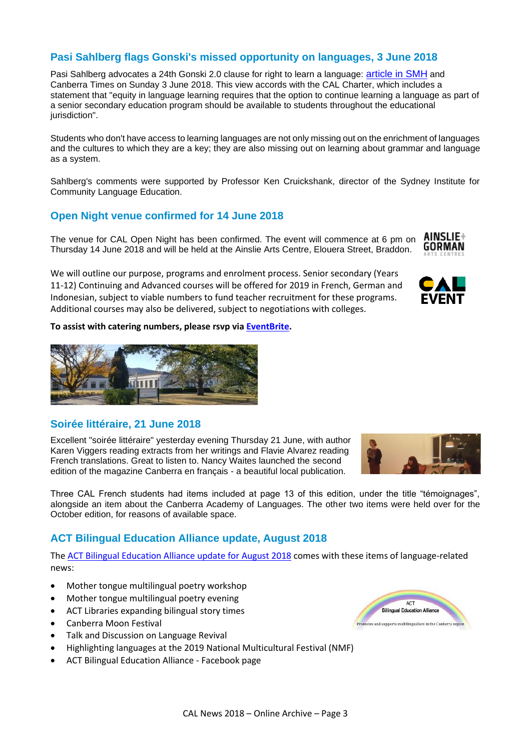## Pasi Sahlberg flags Gonski's missed opportunity on languages, 3 June 2018

Pasi Sahlberg advocates a 24th Gonski 2.0 clause for right to learn a language: article in SMH and Canberra Times on Sunday 3 June 2018. This view accords with the CAL Charter, which includes a statement that "equity in language learning requires that the option to continue learning a language as part of a senior secondary education program should be available to students throughout the educational jurisdiction".

Students who don't have access to learning languages are not only missing out on the enrichment of languages and the cultures to which they are a key; they are also missing out on learning about grammar and language as a system.

Sahlberg's comments were supported by Professor Ken Cruickshank, director of the Sydney Institute for Community Language Education.

## Open Night venue confirmed for 14 June 2018

The venue for CAL Open Night has been confirmed. The event will commence at 6 pm on Thursday 14 June 2018 and will be held at the Ainslie Arts Centre, Elouera Street, Braddon.

We will outline our purpose, programs and enrolment process. Senior secondary (Years 11-12) Continuing and Advanced courses will be offered for 2019 in French, German and Indonesian, subject to viable numbers to fund teacher recruitment for these programs. Additional courses may also be delivered, subject to negotiations with colleges.

**To assist with catering numbers, please rsvp via EventBrite.**

## Soirée littéraire, 21 June 2018

Excellent "soirée littéraire" yesterday evening Thursday 21 June, with author Karen Viggers reading extracts from her writings and Flavie Alvarez reading French translations. Great to listen to. Nancy Waites launched the second edition of the magazine Canberra en français - a beautiful local publication.

Three CAL French students had items included at page 13 of this edition, under the title "témoignages", alongside an item about the Canberra Academy of Languages. The other two items were held over for the October edition, for reasons of available space.

## ACT Bilingual Education Alliance update, August 2018

The ACT Bilingual Education Alliance update for August 2018 comes with these items of language-related news:

- Mother tongue multilingual poetry workshop
- Mother tongue multilingual poetry evening
- ACT Libraries expanding bilingual story times
- Canberra Moon Festival
- Talk and Discussion on Language Revival
- Highlighting languages at the 2019 National Multicultural Festival (NMF)
- ACT Bilingual Education Alliance - Facebook page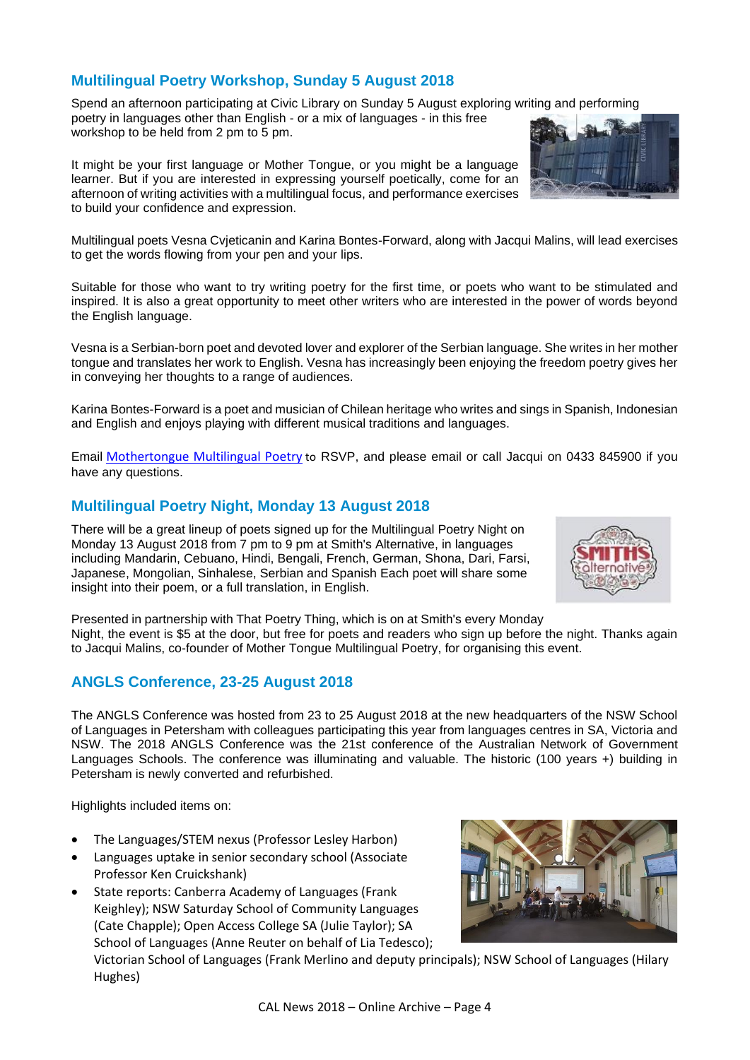## Multilingual Poetry Workshop, Sunday 5 August 2018

Spend an afternoon participating at Civic Library on Sunday 5 August exploring writing and performing poetry in languages other than English - or a mix of languages - in this free workshop to be held from 2 pm to 5 pm.

It might be your first language or Mother Tongue, or you might be a language learner. But if you are interested in expressing yourself poetically, come for an afternoon of writing activities with a multilingual focus, and performance exercises to build your confidence and expression.

Multilingual poets Vesna Cvjeticanin and Karina Bontes-Forward, along with Jacqui Malins, will lead exercises to get the words flowing from your pen and your lips.

Suitable for those who want to try writing poetry for the first time, or poets who want to be stimulated and inspired. It is also a great opportunity to meet other writers who are interested in the power of words beyond the English language.

Vesna is a Serbian-born poet and devoted lover and explorer of the Serbian language. She writes in her mother tongue and translates her work to English. Vesna has increasingly been enjoying the freedom poetry gives her in conveying her thoughts to a range of audiences.

Karina Bontes-Forward is a poet and musician of Chilean heritage who writes and sings in Spanish, Indonesian and English and enjoys playing with different musical traditions and languages.

Email Mothertongue Multilingual Poetry to RSVP, and please email or call Jacqui on 0433 845900 if you have any questions.

## Multilingual Poetry Night, Monday 13 August 2018

There will be a great lineup of poets signed up for the Multilingual Poetry Night on Monday 13 August 2018 from 7 pm to 9 pm at Smith's Alternative, in languages including Mandarin, Cebuano, Hindi, Bengali, French, German, Shona, Dari, Farsi, Japanese, Mongolian, Sinhalese, Serbian and Spanish Each poet will share some insight into their poem, or a full translation, in English.

Presented in partnership with That Poetry Thing, which is on at Smith's every Monday Night, the event is $5 at the door, but free for poets and readers who sign up before the night. Thanks again to Jacqui Malins, co-founder of Mother Tongue Multilingual Poetry, for organising this event.

## ANGLS Conference, 23-25 August 2018

The ANGLS Conference was hosted from 23 to 25 August 2018 at the new headquarters of the NSW School of Languages in Petersham with colleagues participating this year from languages centres in SA, Victoria and NSW. The 2018 ANGLS Conference was the 21st conference of the Australian Network of Government Languages Schools. The conference was illuminating and valuable. The historic (100 years +) building in Petersham is newly converted and refurbished.

Highlights included items on:

- The Languages/STEM nexus (Professor Lesley Harbon)
- Languages uptake in senior secondary school (Associate Professor Ken Cruickshank)
- State reports: Canberra Academy of Languages (Frank Keighley); NSW Saturday School of Community Languages (Cate Chapple); Open Access College SA (Julie Taylor); SA School of Languages (Anne Reuter on behalf of Lia Tedesco); Victorian School of Languages (Frank Merlino and deputy principals); NSW School of Languages (Hilary Hughes)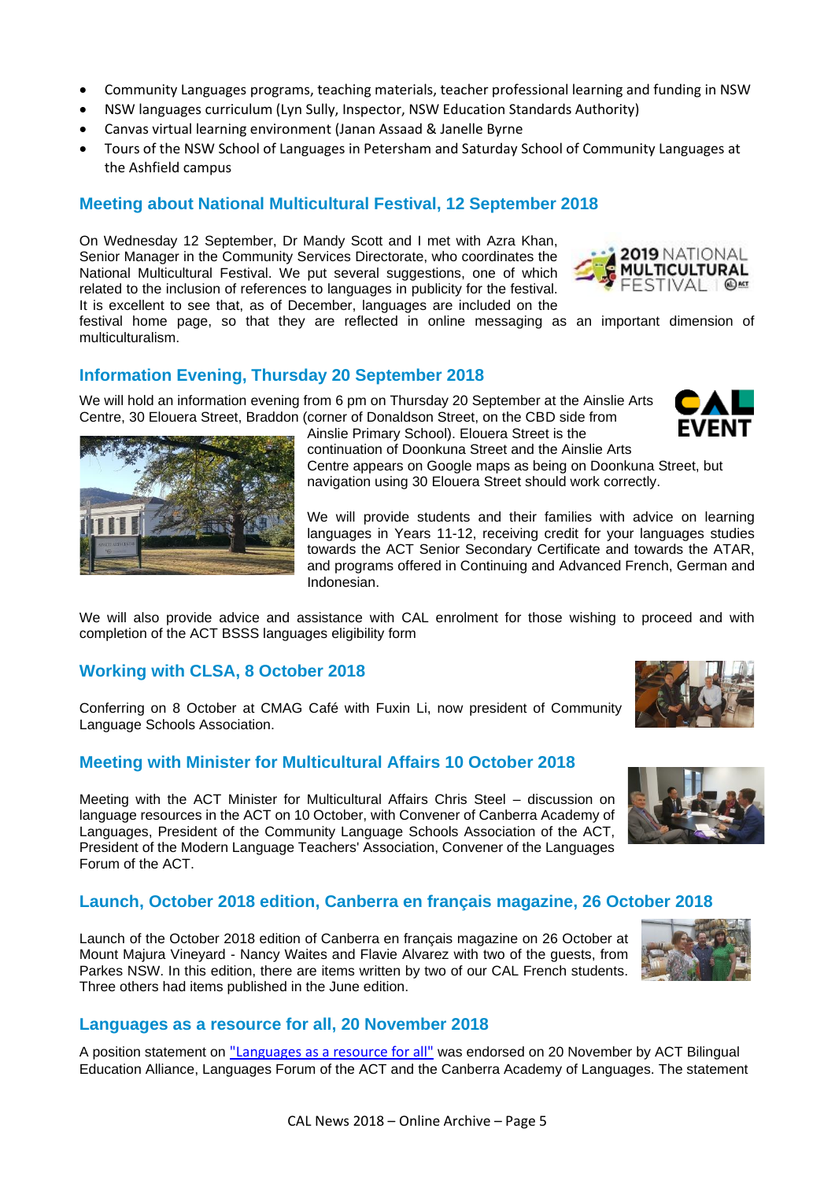- Community Languages programs, teaching materials, teacher professional learning and funding in NSW
- NSW languages curriculum (Lyn Sully, Inspector, NSW Education Standards Authority)
- Canvas virtual learning environment (Janan Assaad & Janelle Byrne
- Tours of the NSW School of Languages in Petersham and Saturday School of Community Languages at the Ashfield campus

## Meeting about National Multicultural Festival, 12 September 2018

On Wednesday 12 September, Dr Mandy Scott and I met with Azra Khan, Senior Manager in the Community Services Directorate, who coordinates the National Multicultural Festival. We put several suggestions, one of which related to the inclusion of references to languages in publicity for the festival. It is excellent to see that, as of December, languages are included on the festival home page, so that they are reflected in online messaging as an important dimension of multiculturalism.

## Information Evening, Thursday 20 September 2018

We will hold an information evening from 6 pm on Thursday 20 September at the Ainslie Arts Centre, 30 Elouera Street, Braddon (corner of Donaldson Street, on the CBD side from Ainslie Primary School). Elouera Street is the continuation of Doonkuna Street and the Ainslie Arts Centre appears on Google maps as being on Doonkuna Street, but navigation using 30 Elouera Street should work correctly.

We will provide students and their families with advice on learning languages in Years 11-12, receiving credit for your languages studies towards the ACT Senior Secondary Certificate and towards the ATAR, and programs offered in Continuing and Advanced French, German and Indonesian.

We will also provide advice and assistance with CAL enrolment for those wishing to proceed and with completion of the ACT BSSS languages eligibility form

## Working with CLSA, 8 October 2018

Conferring on 8 October at CMAG Café with Fuxin Li, now president of Community Language Schools Association.

## Meeting with Minister for Multicultural Affairs 10 October 2018

Meeting with the ACT Minister for Multicultural Affairs Chris Steel – discussion on language resources in the ACT on 10 October, with Convener of Canberra Academy of Languages, President of the Community Language Schools Association of the ACT, President of the Modern Language Teachers' Association, Convener of the Languages Forum of the ACT.

## Launch, October 2018 edition, Canberra en français magazine, 26 October 2018

Launch of the October 2018 edition of Canberra en français magazine on 26 October at Mount Majura Vineyard - Nancy Waites and Flavie Alvarez with two of the guests, from Parkes NSW. In this edition, there are items written by two of our CAL French students. Three others had items published in the June edition.

## Languages as a resource for all, 20 November 2018

A position statement on "Languages as a resource for all" was endorsed on 20 November by ACT Bilingual Education Alliance, Languages Forum of the ACT and the Canberra Academy of Languages. The statement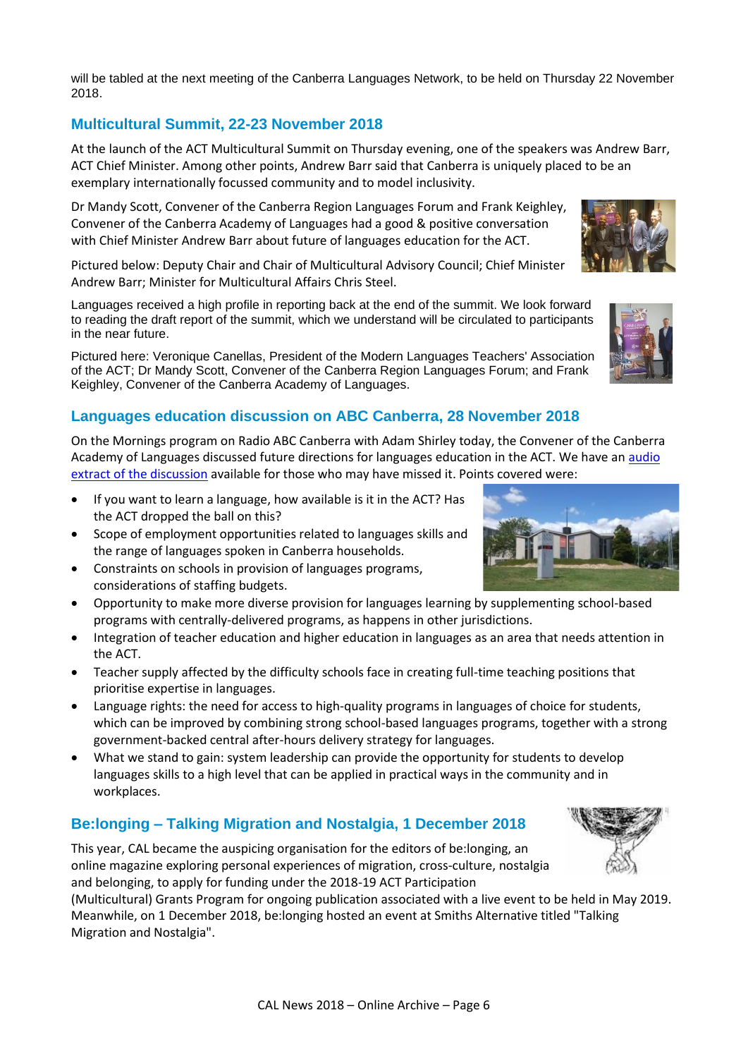will be tabled at the next meeting of the Canberra Languages Network, to be held on Thursday 22 November 2018.

## Multicultural Summit, 22-23 November 2018

At the launch of the ACT Multicultural Summit on Thursday evening, one of the speakers was Andrew Barr, ACT Chief Minister. Among other points, Andrew Barr said that Canberra is uniquely placed to be an exemplary internationally focussed community and to model inclusivity.

Dr Mandy Scott, Convener of the Canberra Region Languages Forum and Frank Keighley, Convener of the Canberra Academy of Languages had a good & positive conversation with Chief Minister Andrew Barr about future of languages education for the ACT.

Pictured below: Deputy Chair and Chair of Multicultural Advisory Council; Chief Minister Andrew Barr; Minister for Multicultural Affairs Chris Steel.

Languages received a high profile in reporting back at the end of the summit. We look forward to reading the draft report of the summit, which we understand will be circulated to participants in the near future.

Pictured here: Veronique Canellas, President of the Modern Languages Teachers' Association of the ACT; Dr Mandy Scott, Convener of the Canberra Region Languages Forum; and Frank Keighley, Convener of the Canberra Academy of Languages.

## Languages education discussion on ABC Canberra, 28 November 2018

On the Mornings program on Radio ABC Canberra with Adam Shirley today, the Convener of the Canberra Academy of Languages discussed future directions for languages education in the ACT. We have an audio extract of the discussion available for those who may have missed it. Points covered were:

- If you want to learn a language, how available is it in the ACT? Has the ACT dropped the ball on this?
- Scope of employment opportunities related to languages skills and the range of languages spoken in Canberra households.
- Constraints on schools in provision of languages programs, considerations of staffing budgets.
- Opportunity to make more diverse provision for languages learning by supplementing school-based programs with centrally-delivered programs, as happens in other jurisdictions.
- Integration of teacher education and higher education in languages as an area that needs attention in the ACT.
- Teacher supply affected by the difficulty schools face in creating full-time teaching positions that prioritise expertise in languages.
- Language rights: the need for access to high-quality programs in languages of choice for students, which can be improved by combining strong school-based languages programs, together with a strong government-backed central after-hours delivery strategy for languages.
- What we stand to gain: system leadership can provide the opportunity for students to develop languages skills to a high level that can be applied in practical ways in the community and in workplaces.

## Be:longing – Talking Migration and Nostalgia, 1 December 2018

This year, CAL became the auspicing organisation for the editors of be:longing, an online magazine exploring personal experiences of migration, cross-culture, nostalgia and belonging, to apply for funding under the 2018-19 ACT Participation (Multicultural) Grants Program for ongoing publication associated with a live event to be held in May 2019. Meanwhile, on 1 December 2018, be:longing hosted an event at Smiths Alternative titled "Talking Migration and Nostalgia".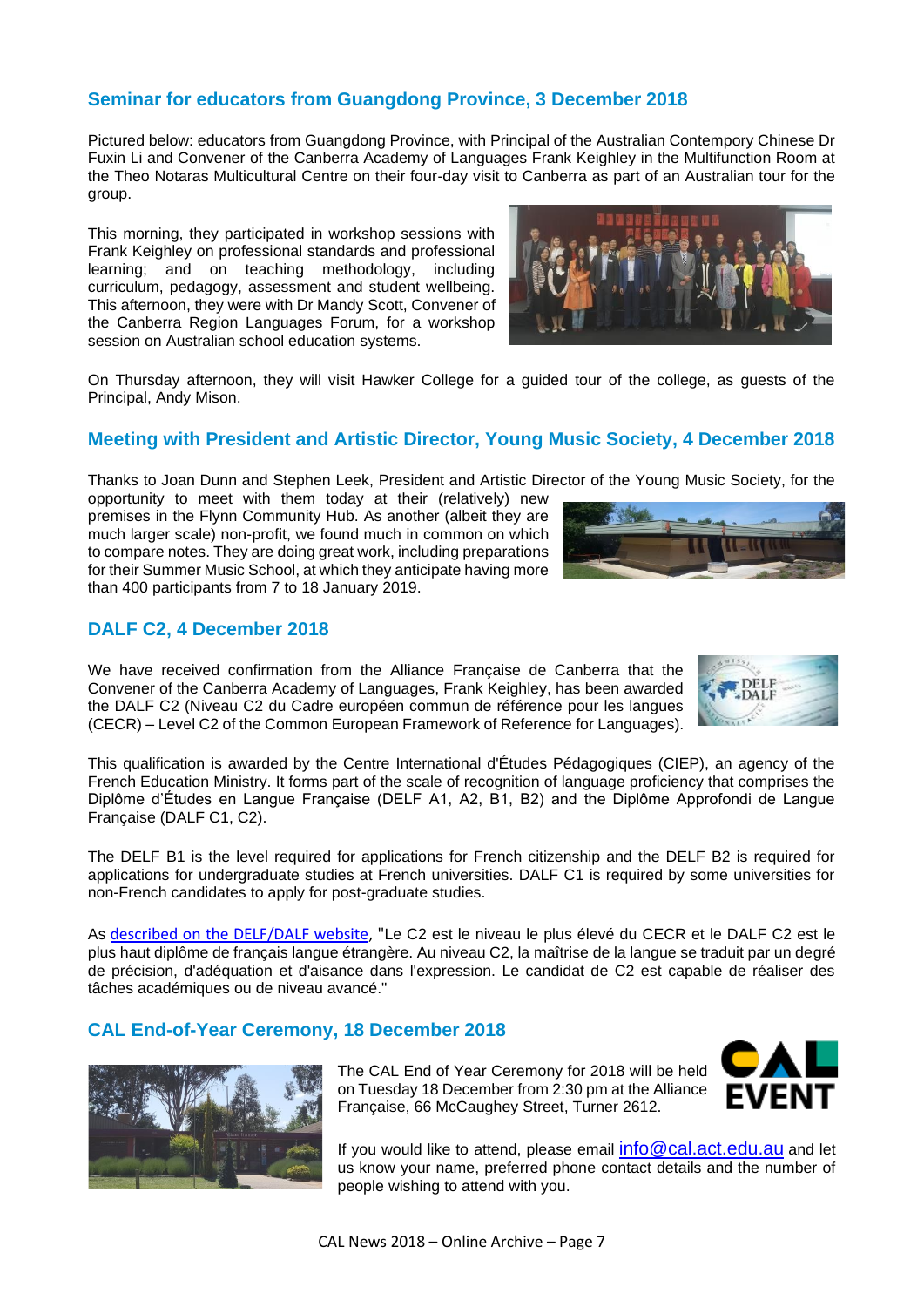## Seminar for educators from Guangdong Province, 3 December 2018

Pictured below: educators from Guangdong Province, with Principal of the Australian Contempory Chinese Dr Fuxin Li and Convener of the Canberra Academy of Languages Frank Keighley in the Multifunction Room at the Theo Notaras Multicultural Centre on their four-day visit to Canberra as part of an Australian tour for the group.

This morning, they participated in workshop sessions with Frank Keighley on professional standards and professional learning; and on teaching methodology, including curriculum, pedagogy, assessment and student wellbeing. This afternoon, they were with Dr Mandy Scott, Convener of the Canberra Region Languages Forum, for a workshop session on Australian school education systems.

On Thursday afternoon, they will visit Hawker College for a guided tour of the college, as guests of the Principal, Andy Mison.

## Meeting with President and Artistic Director, Young Music Society, 4 December 2018

Thanks to Joan Dunn and Stephen Leek, President and Artistic Director of the Young Music Society, for the opportunity to meet with them today at their (relatively) new premises in the Flynn Community Hub. As another (albeit they are much larger scale) non-profit, we found much in common on which to compare notes. They are doing great work, including preparations for their Summer Music School, at which they anticipate having more than 400 participants from 7 to 18 January 2019.

## DALF C2, 4 December 2018

We have received confirmation from the Alliance Française de Canberra that the Convener of the Canberra Academy of Languages, Frank Keighley, has been awarded the DALF C2 (Niveau C2 du Cadre européen commun de référence pour les langues (CECR) – Level C2 of the Common European Framework of Reference for Languages).

This qualification is awarded by the Centre International d'Études Pédagogiques (CIEP), an agency of the French Education Ministry. It forms part of the scale of recognition of language proficiency that comprises the Diplôme d'Études en Langue Française (DELF A1, A2, B1, B2) and the Diplôme Approfondi de Langue Française (DALF C1, C2).

The DELF B1 is the level required for applications for French citizenship and the DELF B2 is required for applications for undergraduate studies at French universities. DALF C1 is required by some universities for non-French candidates to apply for post-graduate studies.

As described on the DELF/DALF website, "Le C2 est le niveau le plus élevé du CECR et le DALF C2 est le plus haut diplôme de français langue étrangère. Au niveau C2, la maîtrise de la langue se traduit par un degré de précision, d'adéquation et d'aisance dans l'expression. Le candidat de C2 est capable de réaliser des tâches académiques ou de niveau avancé."

## CAL End-of-Year Ceremony, 18 December 2018

The CAL End of Year Ceremony for 2018 will be held on Tuesday 18 December from 2:30 pm at the Alliance Française, 66 McCaughey Street, Turner 2612.

If you would like to attend, please email info@cal.act.edu.au and let us know your name, preferred phone contact details and the number of people wishing to attend with you.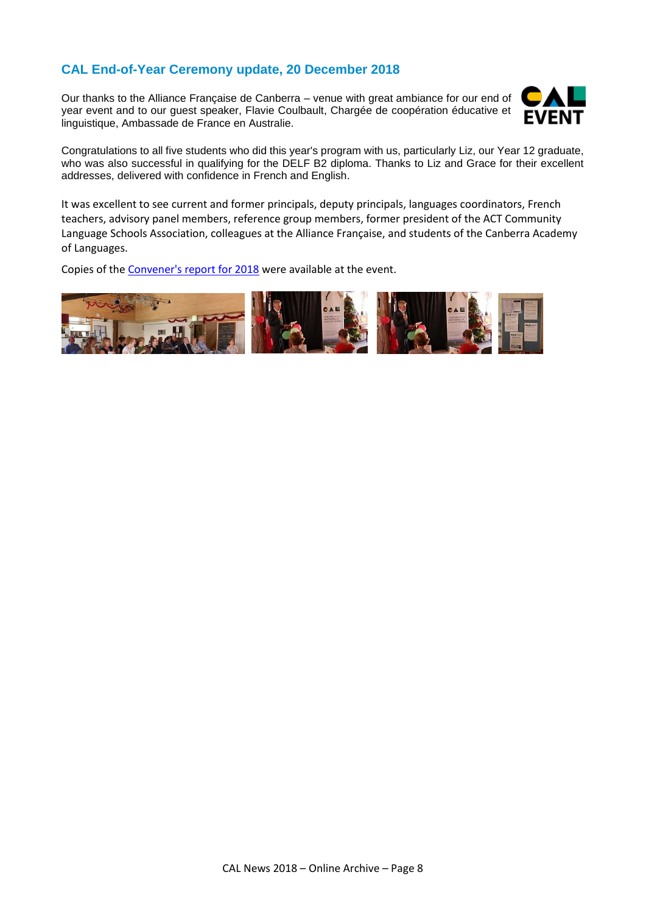## CAL End-of-Year Ceremony update, 20 December 2018

Our thanks to the Alliance Française de Canberra – venue with great ambiance for our end of year event and to our guest speaker, Flavie Coulbault, Chargée de coopération éducative et linguistique, Ambassade de France en Australie.

Congratulations to all five students who did this year's program with us, particularly Liz, our Year 12 graduate, who was also successful in qualifying for the DELF B2 diploma. Thanks to Liz and Grace for their excellent addresses, delivered with confidence in French and English.

It was excellent to see current and former principals, deputy principals, languages coordinators, French teachers, advisory panel members, reference group members, former president of the ACT Community Language Schools Association, colleagues at the Alliance Française, and students of the Canberra Academy of Languages.

Copies of the [Convener's report for 2018] were available at the event.